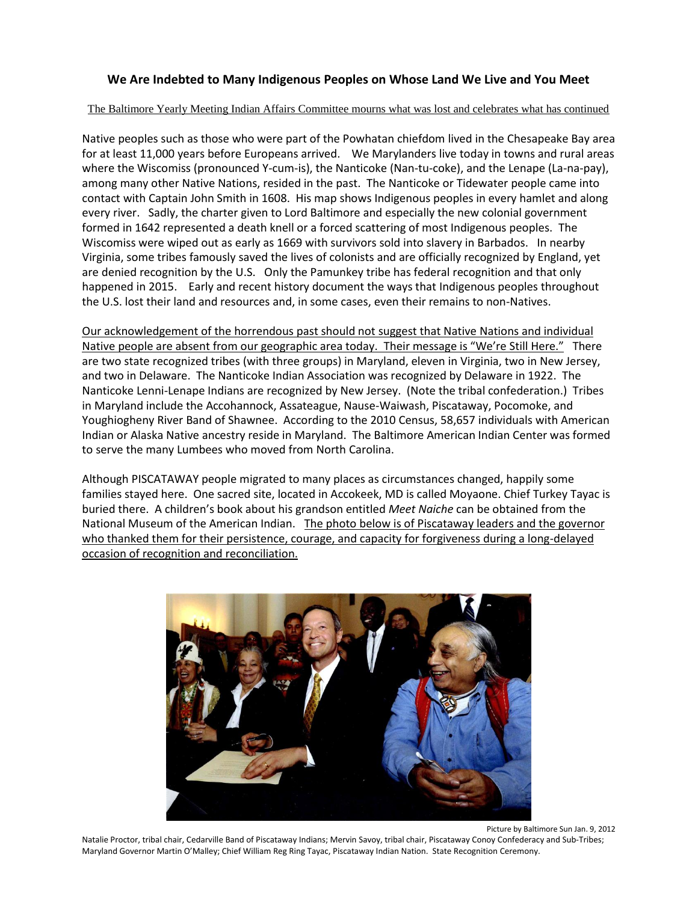# We Are Indebted to Many Indigenous Peoples on Whose Land We Live and You Meet

The Baltimore Yearly Meeting Indian Affairs Committee mourns what was lost and celebrates what has continued

Native peoples such as those who were part of the Powhatan chiefdom lived in the Chesapeake Bay area for at least 11,000 years before Europeans arrived. We Marylanders live today in towns and rural areas where the Wiscomiss (pronounced Y-cum-is), the Nanticoke (Nan-tu-coke), and the Lenape (La-na-pay), among many other Native Nations, resided in the past. The Nanticoke or Tidewater people came into contact with Captain John Smith in 1608. His map shows Indigenous peoples in every hamlet and along every river. Sadly, the charter given to Lord Baltimore and especially the new colonial government formed in 1642 represented a death knell or a forced scattering of most Indigenous peoples. The Wiscomiss were wiped out as early as 1669 with survivors sold into slavery in Barbados. In nearby Virginia, some tribes famously saved the lives of colonists and are officially recognized by England, yet are denied recognition by the U.S. Only the Pamunkey tribe has federal recognition and that only happened in 2015. Early and recent history document the ways that Indigenous peoples throughout the U.S. lost their land and resources and, in some cases, even their remains to non-Natives.

Our acknowledgement of the horrendous past should not suggest that Native Nations and individual Native people are absent from our geographic area today. Their message is "We're Still Here." There are two state recognized tribes (with three groups) in Maryland, eleven in Virginia, two in New Jersey, and two in Delaware. The Nanticoke Indian Association was recognized by Delaware in 1922. The Nanticoke Lenni-Lenape Indians are recognized by New Jersey. (Note the tribal confederation.) Tribes in Maryland include the Accohannock, Assateague, Nause-Waiwash, Piscataway, Pocomoke, and Youghiogheny River Band of Shawnee. According to the 2010 Census, 58,657 individuals with American Indian or Alaska Native ancestry reside in Maryland. The Baltimore American Indian Center was formed to serve the many Lumbees who moved from North Carolina.

Although PISCATAWAY people migrated to many places as circumstances changed, happily some families stayed here. One sacred site, located in Accokeek, MD is called Moyaone. Chief Turkey Tayac is buried there. A children's book about his grandson entitled *Meet Naiche* can be obtained from the National Museum of the American Indian. The photo below is of Piscataway leaders and the governor who thanked them for their persistence, courage, and capacity for forgiveness during a long-delayed occasion of recognition and reconciliation.

Picture by Baltimore Sun Jan. 9, 2012

Natalie Proctor, tribal chair, Cedarville Band of Piscataway Indians; Mervin Savoy, tribal chair, Piscataway Conoy Confederacy and Sub-Tribes; Maryland Governor Martin O'Malley; Chief William Reg Ring Tayac, Piscataway Indian Nation. State Recognition Ceremony.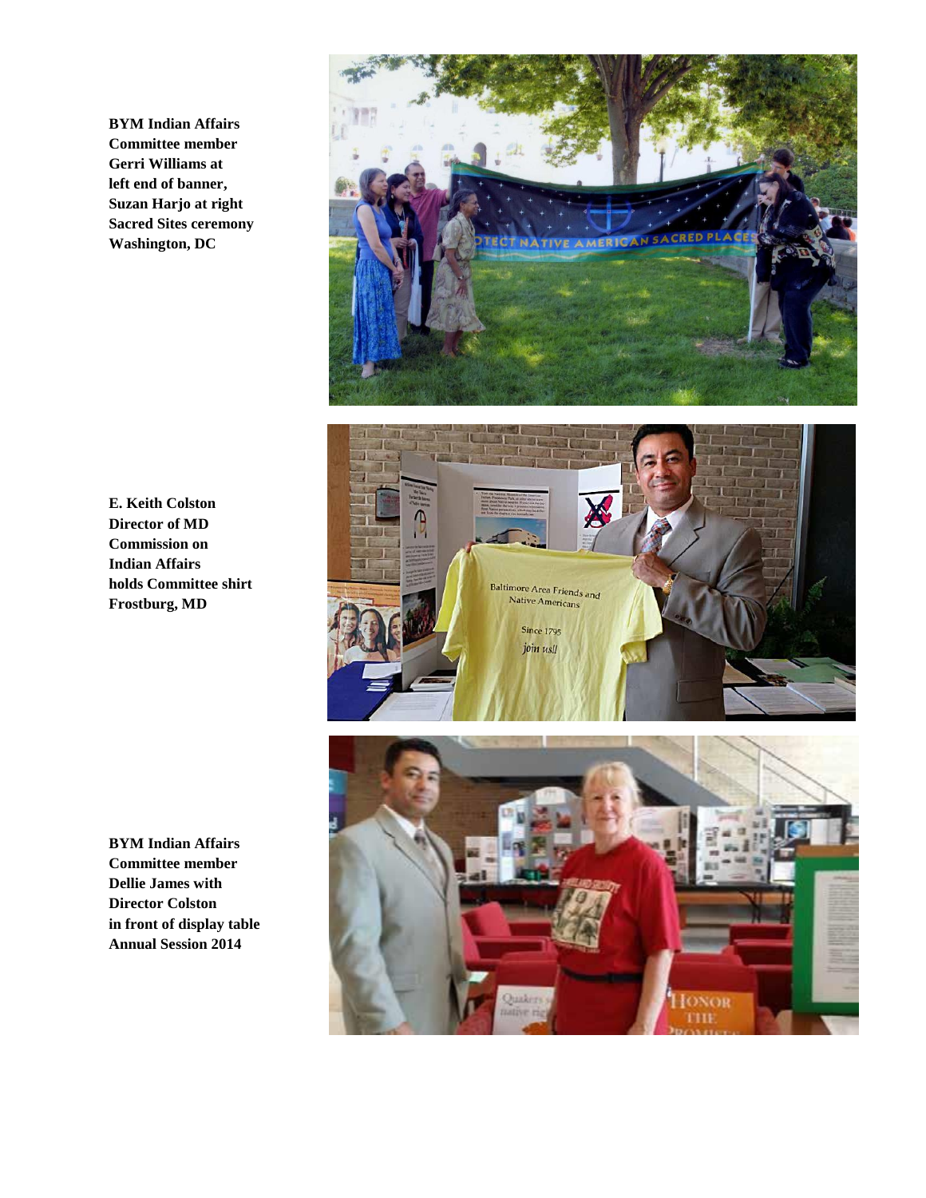**BYM Indian Affairs Committee member Gerri Williams at left end of banner, Suzan Harjo at right Sacred Sites ceremony Washington, DC**

**E. Keith Colston Director of MD Commission on Indian Affairs holds Committee shirt Frostburg, MD**

**BYM Indian Affairs Committee member Dellie James with Director Colston in front of display table Annual Session 2014**